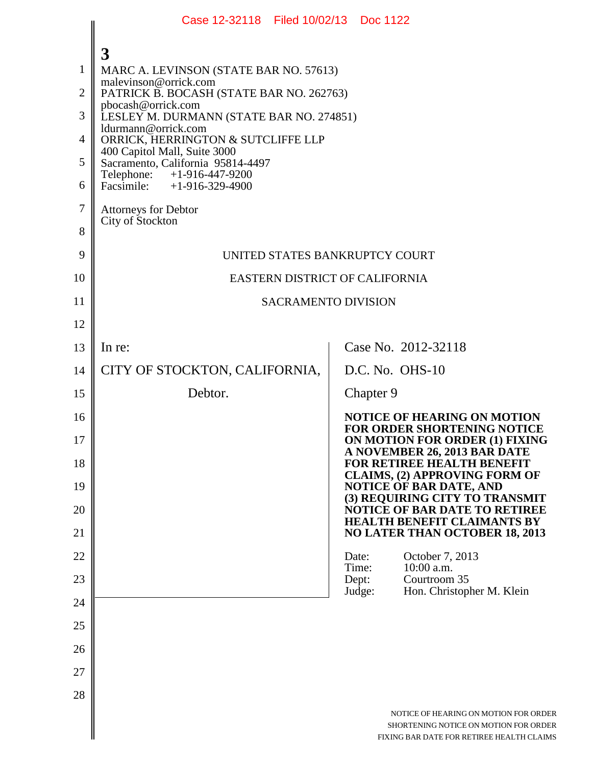3

MARC A. LEVINSON (STATE BAR NO. 57613)
malevinson@orrick.com
PATRICK B. BOCASH (STATE BAR NO. 262763)
pbocash@orrick.com
LESLEY M. DURMANN (STATE BAR NO. 274851)
ldurmann@orrick.com
ORRICK, HERRINGTON & SUTCLIFFE LLP
400 Capitol Mall, Suite 3000
Sacramento, California 95814-4497
Telephone: +1-916-447-9200
Facsimile: +1-916-329-4900

Attorneys for Debtor
City of Stockton

UNITED STATES BANKRUPTCY COURT

EASTERN DISTRICT OF CALIFORNIA

SACRAMENTO DIVISION

| | |
|---|---|
| In re:<br><br>CITY OF STOCKTON, CALIFORNIA,<br><br>Debtor. | Case No. 2012-32118<br><br>D.C. No. OHS-10<br><br>Chapter 9<br><br>**NOTICE OF HEARING ON MOTION FOR ORDER SHORTENING NOTICE ON MOTION FOR ORDER (1) FIXING A NOVEMBER 26, 2013 BAR DATE FOR RETIREE HEALTH BENEFIT CLAIMS, (2) APPROVING FORM OF NOTICE OF BAR DATE, AND (3) REQUIRING CITY TO TRANSMIT NOTICE OF BAR DATE TO RETIREE HEALTH BENEFIT CLAIMANTS BY NO LATER THAN OCTOBER 18, 2013**<br><br>Date: October 7, 2013<br>Time: 10:00 a.m.<br>Dept: Courtroom 35<br>Judge: Hon. Christopher M. Klein |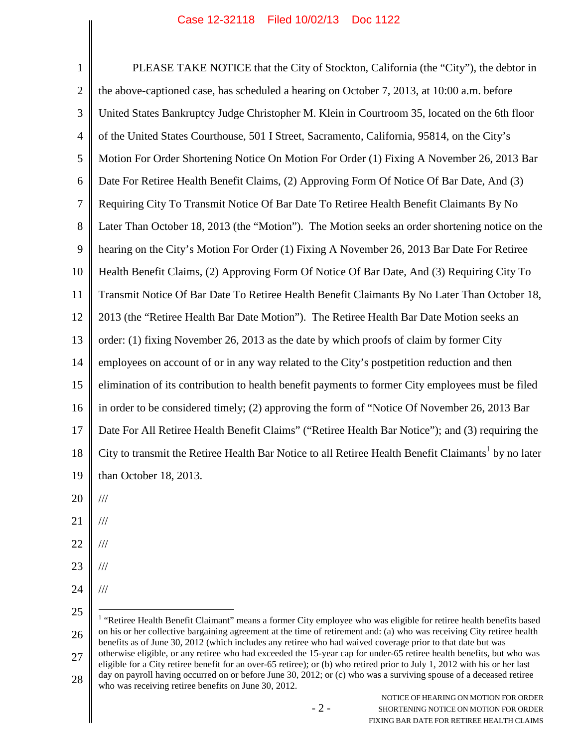PLEASE TAKE NOTICE that the City of Stockton, California (the "City"), the debtor in the above-captioned case, has scheduled a hearing on October 7, 2013, at 10:00 a.m. before United States Bankruptcy Judge Christopher M. Klein in Courtroom 35, located on the 6th floor of the United States Courthouse, 501 I Street, Sacramento, California, 95814, on the City's Motion For Order Shortening Notice On Motion For Order (1) Fixing A November 26, 2013 Bar Date For Retiree Health Benefit Claims, (2) Approving Form Of Notice Of Bar Date, And (3) Requiring City To Transmit Notice Of Bar Date To Retiree Health Benefit Claimants By No Later Than October 18, 2013 (the "Motion"). The Motion seeks an order shortening notice on the hearing on the City's Motion For Order (1) Fixing A November 26, 2013 Bar Date For Retiree Health Benefit Claims, (2) Approving Form Of Notice Of Bar Date, And (3) Requiring City To Transmit Notice Of Bar Date To Retiree Health Benefit Claimants By No Later Than October 18, 2013 (the "Retiree Health Bar Date Motion"). The Retiree Health Bar Date Motion seeks an order: (1) fixing November 26, 2013 as the date by which proofs of claim by former City employees on account of or in any way related to the City's postpetition reduction and then elimination of its contribution to health benefit payments to former City employees must be filed in order to be considered timely; (2) approving the form of "Notice Of November 26, 2013 Bar Date For All Retiree Health Benefit Claims" ("Retiree Health Bar Notice"); and (3) requiring the City to transmit the Retiree Health Bar Notice to all Retiree Health Benefit Claimants[1] by no later than October 18, 2013.

///

///

///

///

///

[1] "Retiree Health Benefit Claimant" means a former City employee who was eligible for retiree health benefits based on his or her collective bargaining agreement at the time of retirement and: (a) who was receiving City retiree health benefits as of June 30, 2012 (which includes any retiree who had waived coverage prior to that date but was otherwise eligible, or any retiree who had exceeded the 15-year cap for under-65 retiree health benefits, but who was eligible for a City retiree benefit for an over-65 retiree); or (b) who retired prior to July 1, 2012 with his or her last day on payroll having occurred on or before June 30, 2012; or (c) who was a surviving spouse of a deceased retiree who was receiving retiree benefits on June 30, 2012.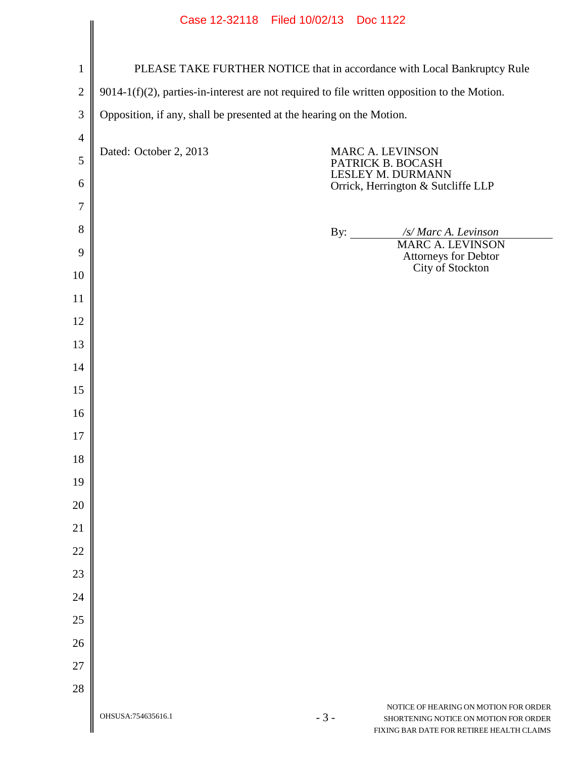PLEASE TAKE FURTHER NOTICE that in accordance with Local Bankruptcy Rule 9014-1(f)(2), parties-in-interest are not required to file written opposition to the Motion. Opposition, if any, shall be presented at the hearing on the Motion.

Dated: October 2, 2013

MARC A. LEVINSON
PATRICK B. BOCASH
LESLEY M. DURMANN
Orrick, Herrington & Sutcliffe LLP

By: *_/s/ Marc A. Levinson_*
MARC A. LEVINSON
Attorneys for Debtor
City of Stockton